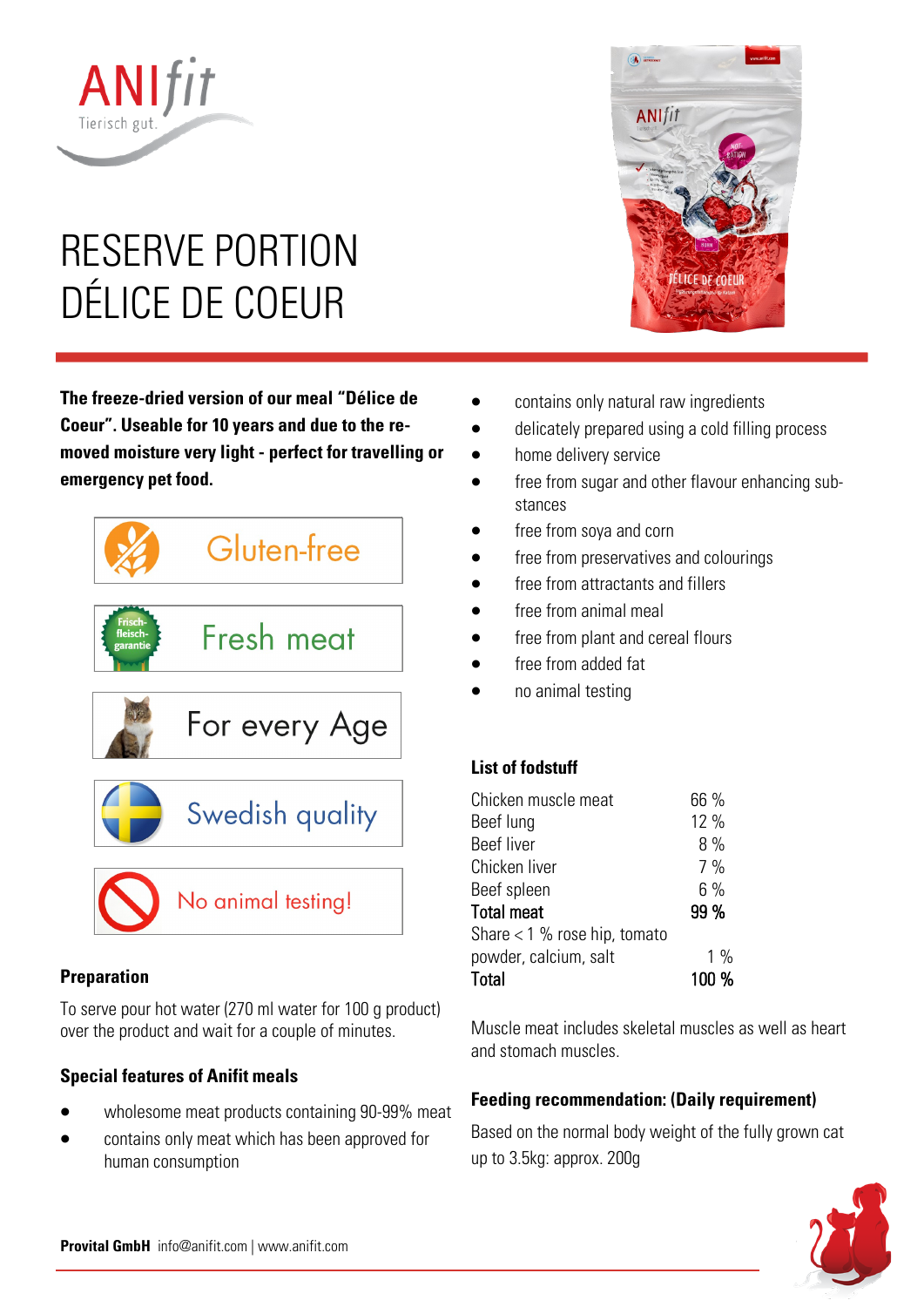# RESERVE PORTION DÉLICE DE COEUR

**The freeze-dried version of our meal "Délice de Coeur". Useable for 10 years and due to the removed moisture very light - perfect for travelling or emergency pet food.**

Gluten-free

Fresh meat

For every Age

Swedish quality

No animal testing!

## Preparation

To serve pour hot water (270 ml water for 100 g product) over the product and wait for a couple of minutes.

## Special features of Anifit meals

- wholesome meat products containing 90-99% meat
- contains only meat which has been approved for human consumption
- contains only natural raw ingredients
- delicately prepared using a cold filling process
- home delivery service
- free from sugar and other flavour enhancing substances
- free from soya and corn
- free from preservatives and colourings
- free from attractants and fillers
- free from animal meal
- free from plant and cereal flours
- free from added fat
- no animal testing

## List of fodstuff

| | |
|---|---|
| Chicken muscle meat | 66 % |
| Beef lung | 12 % |
| Beef liver | 8 % |
| Chicken liver | 7 % |
| Beef spleen | 6 % |
| **Total meat** | **99 %** |
| Share < 1 % rose hip, tomato powder, calcium, salt | 1 % |
| **Total** | **100 %** |

Muscle meat includes skeletal muscles as well as heart and stomach muscles.

## Feeding recommendation: (Daily requirement)

Based on the normal body weight of the fully grown cat up to 3.5kg: approx. 200g

**Provital GmbH** info@anifit.com | www.anifit.com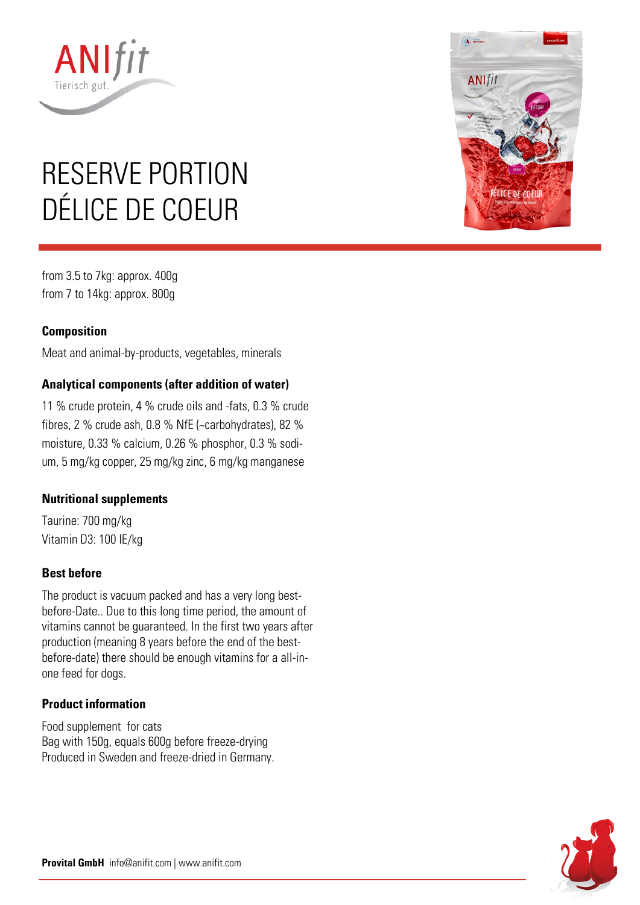# RESERVE PORTION DÉLICE DE COEUR

from 3.5 to 7kg: approx. 400g
from 7 to 14kg: approx. 800g

**Composition**

Meat and animal-by-products, vegetables, minerals

**Analytical components (after addition of water)**

11 % crude protein, 4 % crude oils and -fats, 0.3 % crude fibres, 2 % crude ash, 0.8 % NfE (~carbohydrates), 82 % moisture, 0.33 % calcium, 0.26 % phosphor, 0.3 % sodium, 5 mg/kg copper, 25 mg/kg zinc, 6 mg/kg manganese

**Nutritional supplements**

Taurine: 700 mg/kg
Vitamin D3: 100 IE/kg

**Best before**

The product is vacuum packed and has a very long best-before-Date.. Due to this long time period, the amount of vitamins cannot be guaranteed. In the first two years after production (meaning 8 years before the end of the best-before-date) there should be enough vitamins for a all-in-one feed for dogs.

**Product information**

Food supplement  for cats
Bag with 150g, equals 600g before freeze-drying
Produced in Sweden and freeze-dried in Germany.

**Provital GmbH** info@anifit.com | www.anifit.com